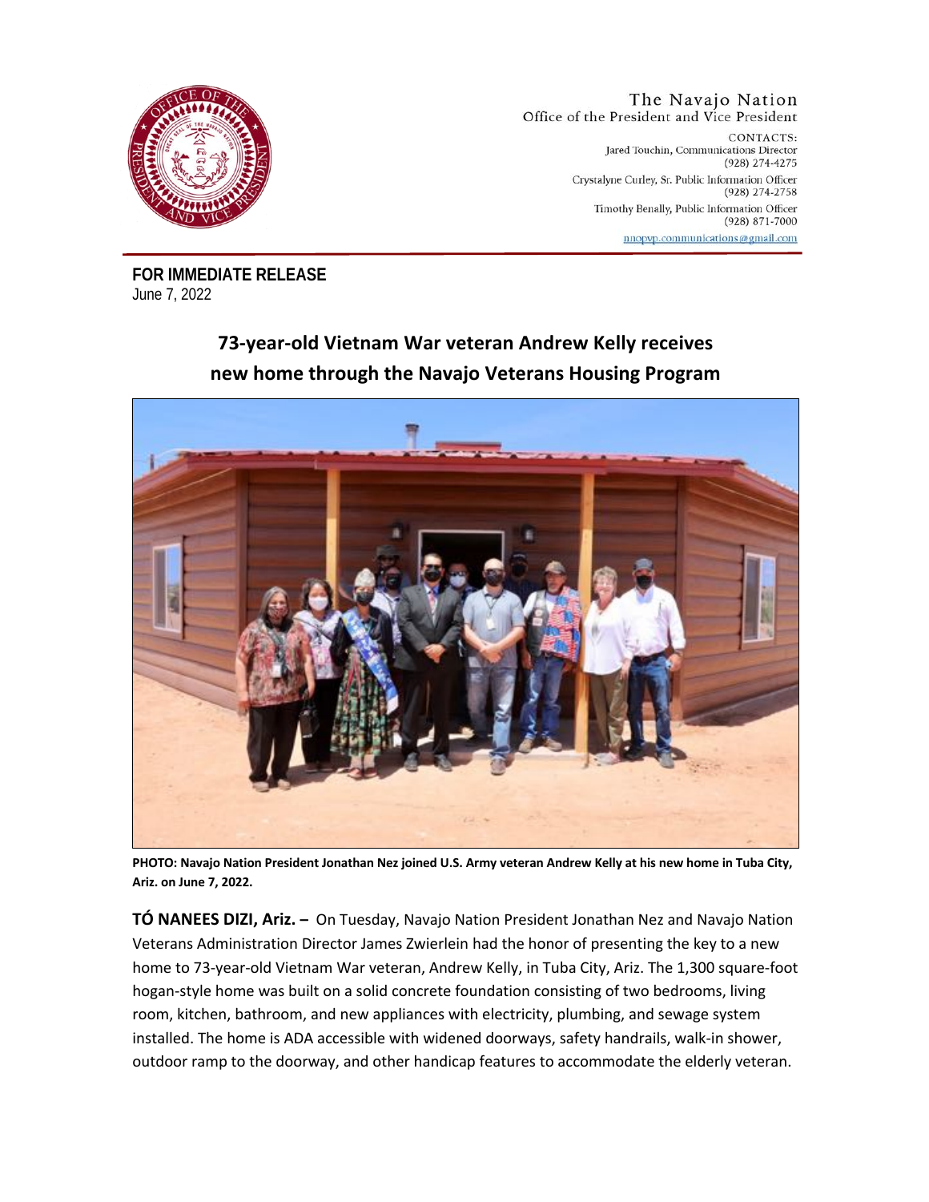The Navajo Nation
Office of the President and Vice President

CONTACTS:
Jared Touchin, Communications Director
(928) 274-4275
Crystalyne Curley, Sr. Public Information Officer
(928) 274-2758
Timothy Benally, Public Information Officer
(928) 871-7000
nnopvp.communications@gmail.com

**FOR IMMEDIATE RELEASE**
June 7, 2022

# 73-year-old Vietnam War veteran Andrew Kelly receives new home through the Navajo Veterans Housing Program

**PHOTO: Navajo Nation President Jonathan Nez joined U.S. Army veteran Andrew Kelly at his new home in Tuba City, Ariz. on June 7, 2022.**

**TÓ NANEES DIZI, Ariz. –** On Tuesday, Navajo Nation President Jonathan Nez and Navajo Nation Veterans Administration Director James Zwierlein had the honor of presenting the key to a new home to 73-year-old Vietnam War veteran, Andrew Kelly, in Tuba City, Ariz. The 1,300 square-foot hogan-style home was built on a solid concrete foundation consisting of two bedrooms, living room, kitchen, bathroom, and new appliances with electricity, plumbing, and sewage system installed. The home is ADA accessible with widened doorways, safety handrails, walk-in shower, outdoor ramp to the doorway, and other handicap features to accommodate the elderly veteran.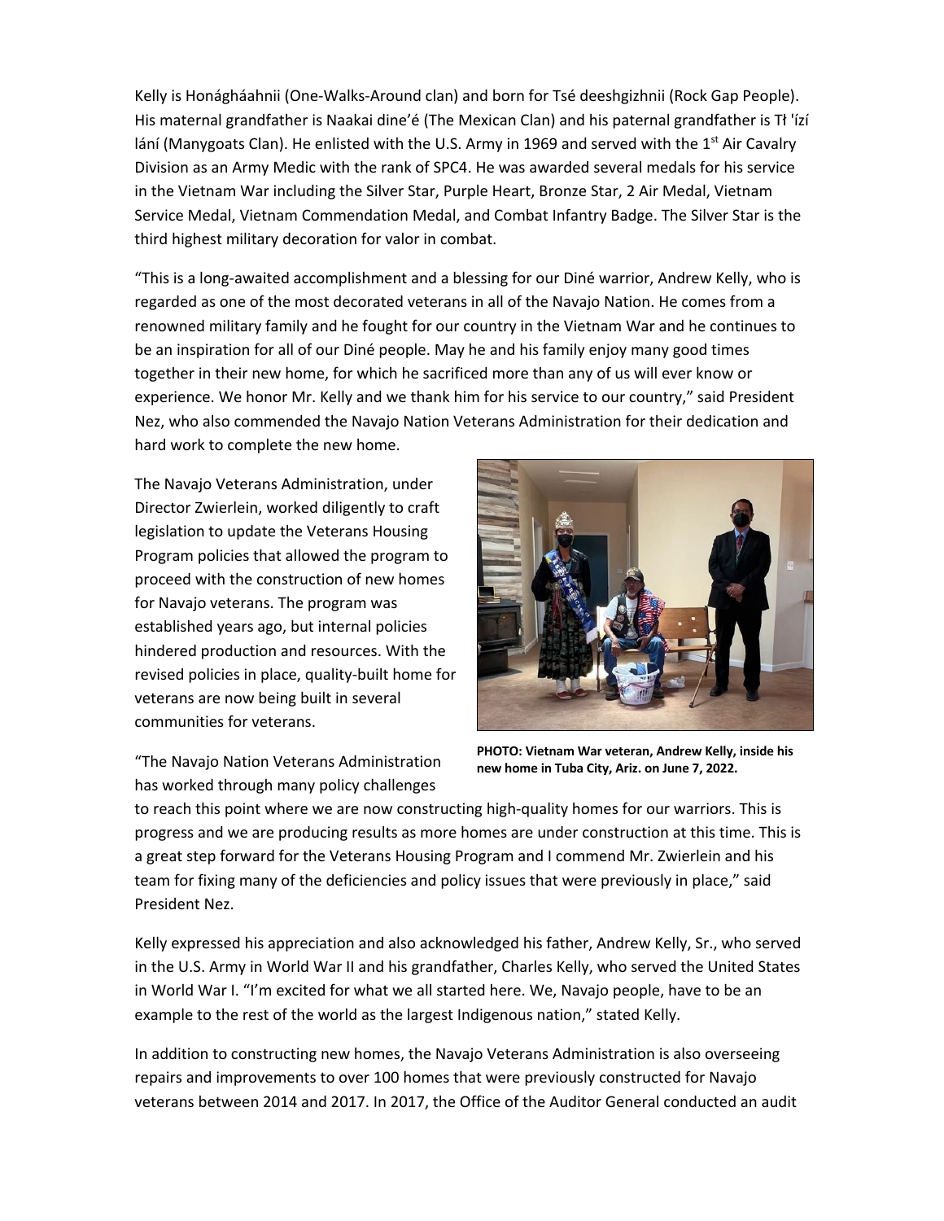Kelly is Honágháahnii (One-Walks-Around clan) and born for Tsé deeshgizhnii (Rock Gap People). His maternal grandfather is Naakai dine'é (The Mexican Clan) and his paternal grandfather is Tł 'ízí łání (Manygoats Clan). He enlisted with the U.S. Army in 1969 and served with the 1st Air Cavalry Division as an Army Medic with the rank of SPC4. He was awarded several medals for his service in the Vietnam War including the Silver Star, Purple Heart, Bronze Star, 2 Air Medal, Vietnam Service Medal, Vietnam Commendation Medal, and Combat Infantry Badge. The Silver Star is the third highest military decoration for valor in combat.

"This is a long-awaited accomplishment and a blessing for our Diné warrior, Andrew Kelly, who is regarded as one of the most decorated veterans in all of the Navajo Nation. He comes from a renowned military family and he fought for our country in the Vietnam War and he continues to be an inspiration for all of our Diné people. May he and his family enjoy many good times together in their new home, for which he sacrificed more than any of us will ever know or experience. We honor Mr. Kelly and we thank him for his service to our country," said President Nez, who also commended the Navajo Nation Veterans Administration for their dedication and hard work to complete the new home.

The Navajo Veterans Administration, under Director Zwierlein, worked diligently to craft legislation to update the Veterans Housing Program policies that allowed the program to proceed with the construction of new homes for Navajo veterans. The program was established years ago, but internal policies hindered production and resources. With the revised policies in place, quality-built home for veterans are now being built in several communities for veterans.

**PHOTO: Vietnam War veteran, Andrew Kelly, inside his new home in Tuba City, Ariz. on June 7, 2022.**

"The Navajo Nation Veterans Administration has worked through many policy challenges to reach this point where we are now constructing high-quality homes for our warriors. This is progress and we are producing results as more homes are under construction at this time. This is a great step forward for the Veterans Housing Program and I commend Mr. Zwierlein and his team for fixing many of the deficiencies and policy issues that were previously in place," said President Nez.

Kelly expressed his appreciation and also acknowledged his father, Andrew Kelly, Sr., who served in the U.S. Army in World War II and his grandfather, Charles Kelly, who served the United States in World War I. "I'm excited for what we all started here. We, Navajo people, have to be an example to the rest of the world as the largest Indigenous nation," stated Kelly.

In addition to constructing new homes, the Navajo Veterans Administration is also overseeing repairs and improvements to over 100 homes that were previously constructed for Navajo veterans between 2014 and 2017. In 2017, the Office of the Auditor General conducted an audit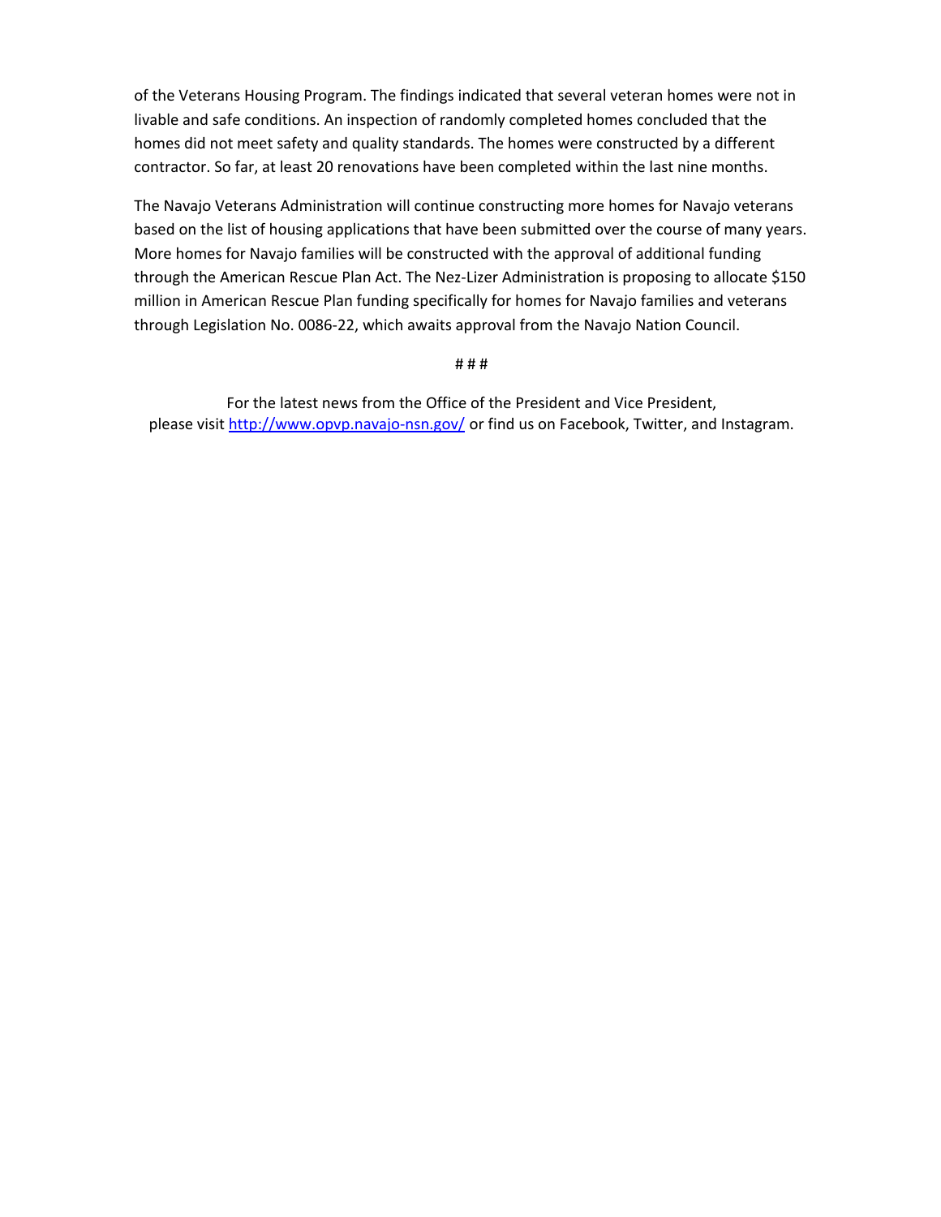of the Veterans Housing Program. The findings indicated that several veteran homes were not in livable and safe conditions. An inspection of randomly completed homes concluded that the homes did not meet safety and quality standards. The homes were constructed by a different contractor. So far, at least 20 renovations have been completed within the last nine months.

The Navajo Veterans Administration will continue constructing more homes for Navajo veterans based on the list of housing applications that have been submitted over the course of many years. More homes for Navajo families will be constructed with the approval of additional funding through the American Rescue Plan Act. The Nez-Lizer Administration is proposing to allocate $150 million in American Rescue Plan funding specifically for homes for Navajo families and veterans through Legislation No. 0086-22, which awaits approval from the Navajo Nation Council.

# # #

For the latest news from the Office of the President and Vice President, please visit http://www.opvp.navajo-nsn.gov/ or find us on Facebook, Twitter, and Instagram.